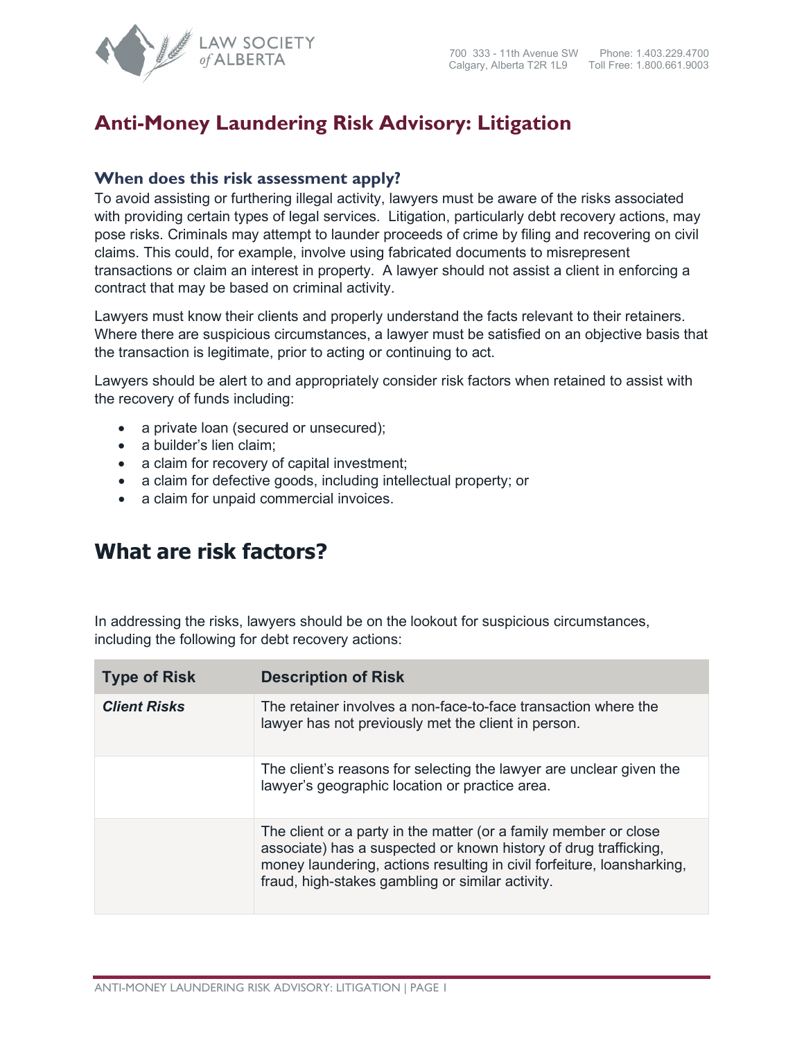# Anti-Money Laundering Risk Advisory: Litigation

### When does this risk assessment apply?

To avoid assisting or furthering illegal activity, lawyers must be aware of the risks associated with providing certain types of legal services. Litigation, particularly debt recovery actions, may pose risks. Criminals may attempt to launder proceeds of crime by filing and recovering on civil claims. This could, for example, involve using fabricated documents to misrepresent transactions or claim an interest in property. A lawyer should not assist a client in enforcing a contract that may be based on criminal activity.

Lawyers must know their clients and properly understand the facts relevant to their retainers. Where there are suspicious circumstances, a lawyer must be satisfied on an objective basis that the transaction is legitimate, prior to acting or continuing to act.

Lawyers should be alert to and appropriately consider risk factors when retained to assist with the recovery of funds including:

- a private loan (secured or unsecured);
- a builder's lien claim;
- a claim for recovery of capital investment;
- a claim for defective goods, including intellectual property; or
- a claim for unpaid commercial invoices.

## What are risk factors?

In addressing the risks, lawyers should be on the lookout for suspicious circumstances, including the following for debt recovery actions:

| Type of Risk | Description of Risk |
|---|---|
| ***Client Risks*** | The retainer involves a non-face-to-face transaction where the lawyer has not previously met the client in person. |
| | The client's reasons for selecting the lawyer are unclear given the lawyer's geographic location or practice area. |
| | The client or a party in the matter (or a family member or close associate) has a suspected or known history of drug trafficking, money laundering, actions resulting in civil forfeiture, loansharking, fraud, high-stakes gambling or similar activity. |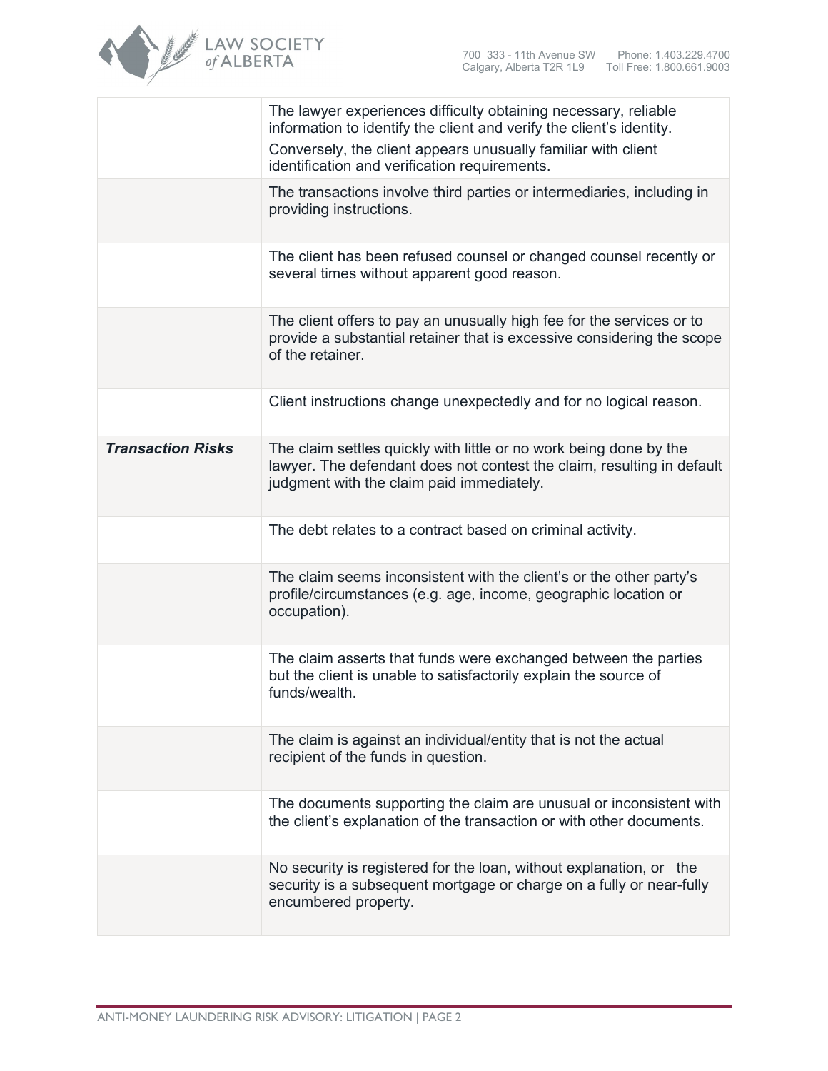| | |
|---|---|
| | The lawyer experiences difficulty obtaining necessary, reliable information to identify the client and verify the client's identity.<br>Conversely, the client appears unusually familiar with client identification and verification requirements. |
| | The transactions involve third parties or intermediaries, including in providing instructions. |
| | The client has been refused counsel or changed counsel recently or several times without apparent good reason. |
| | The client offers to pay an unusually high fee for the services or to provide a substantial retainer that is excessive considering the scope of the retainer. |
| | Client instructions change unexpectedly and for no logical reason. |
| ***Transaction Risks*** | The claim settles quickly with little or no work being done by the lawyer. The defendant does not contest the claim, resulting in default judgment with the claim paid immediately. |
| | The debt relates to a contract based on criminal activity. |
| | The claim seems inconsistent with the client's or the other party's profile/circumstances (e.g. age, income, geographic location or occupation). |
| | The claim asserts that funds were exchanged between the parties but the client is unable to satisfactorily explain the source of funds/wealth. |
| | The claim is against an individual/entity that is not the actual recipient of the funds in question. |
| | The documents supporting the claim are unusual or inconsistent with the client's explanation of the transaction or with other documents. |
| | No security is registered for the loan, without explanation, or the security is a subsequent mortgage or charge on a fully or near-fully encumbered property. |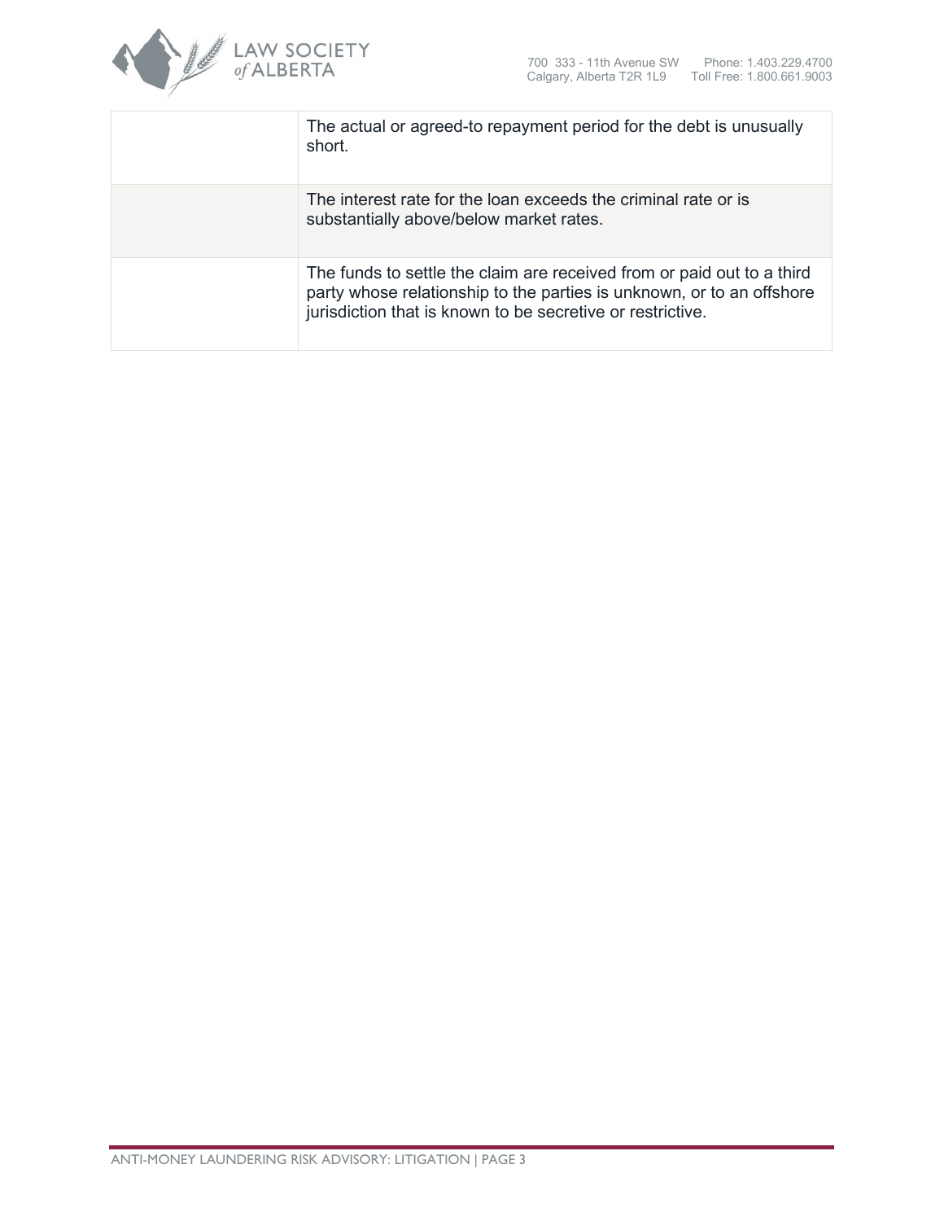| | |
|---|---|
| | The actual or agreed-to repayment period for the debt is unusually short. |
| | The interest rate for the loan exceeds the criminal rate or is substantially above/below market rates. |
| | The funds to settle the claim are received from or paid out to a third party whose relationship to the parties is unknown, or to an offshore jurisdiction that is known to be secretive or restrictive. |